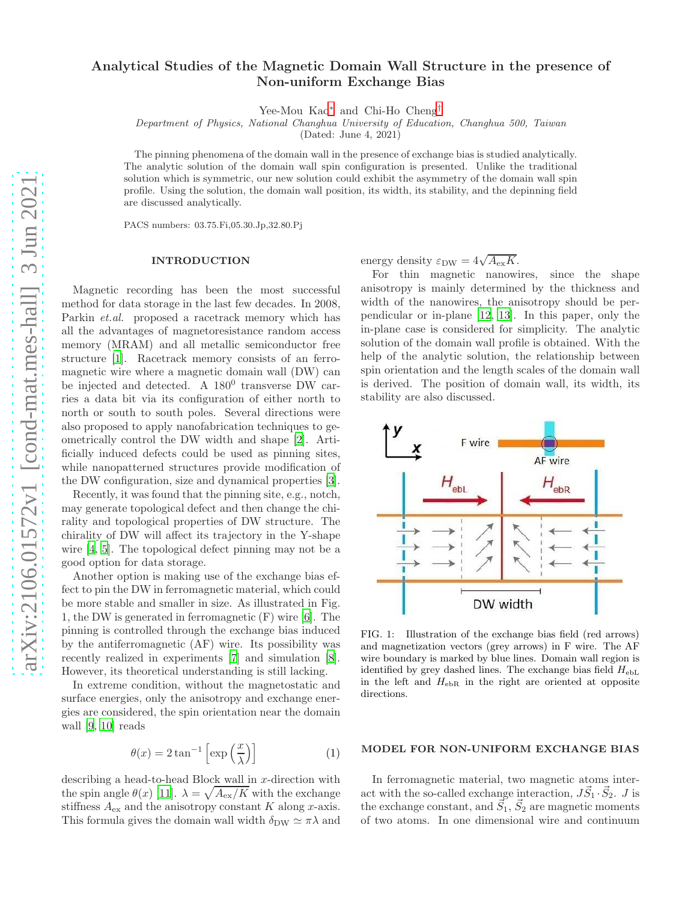# Analytical Studies of the Magnetic Domain Wall Structure in the presence of Non-uniform Exchange Bias

Yee-Mou Kao* and Chi-Ho Cheng†

*Department of Physics, National Changhua University of Education, Changhua 500, Taiwan*

(Dated: June 4, 2021)

The pinning phenomena of the domain wall in the presence of exchange bias is studied analytically. The analytic solution of the domain wall spin configuration is presented. Unlike the traditional solution which is symmetric, our new solution could exhibit the asymmetry of the domain wall spin profile. Using the solution, the domain wall position, its width, its stability, and the depinning field are discussed analytically.

PACS numbers: 03.75.Fi,05.30.Jp,32.80.Pj

## INTRODUCTION

Magnetic recording has been the most successful method for data storage in the last few decades. In 2008, Parkin *et.al.* proposed a racetrack memory which has all the advantages of magnetoresistance random access memory (MRAM) and all metallic semiconductor free structure [1]. Racetrack memory consists of an ferromagnetic wire where a magnetic domain wall (DW) can be injected and detected. A $180^0$ transverse DW carries a data bit via its configuration of either north to north or south to south poles. Several directions were also proposed to apply nanofabrication techniques to geometrically control the DW width and shape [2]. Artificially induced defects could be used as pinning sites, while nanopatterned structures provide modification of the DW configuration, size and dynamical properties [3].

Recently, it was found that the pinning site, e.g., notch, may generate topological defect and then change the chirality and topological properties of DW structure. The chirality of DW will affect its trajectory in the Y-shape wire [4, 5]. The topological defect pinning may not be a good option for data storage.

Another option is making use of the exchange bias effect to pin the DW in ferromagnetic material, which could be more stable and smaller in size. As illustrated in Fig. 1, the DW is generated in ferromagnetic (F) wire [6]. The pinning is controlled through the exchange bias induced by the antiferromagnetic (AF) wire. Its possibility was recently realized in experiments [7] and simulation [8]. However, its theoretical understanding is still lacking.

In extreme condition, without the magnetostatic and surface energies, only the anisotropy and exchange energies are considered, the spin orientation near the domain wall [9, 10] reads

$$\theta(x) = 2\tan^{-1}\left[\exp\left(\frac{x}{\lambda}\right)\right] \tag{1}$$

describing a head-to-head Block wall in $x$-direction with the spin angle $\theta(x)$ [11]. $\lambda = \sqrt{A_{\rm ex}/K}$ with the exchange stiffness $A_{\rm ex}$ and the anisotropy constant $K$ along $x$-axis. This formula gives the domain wall width $\delta_{\rm DW} \simeq \pi\lambda$ and energy density $\varepsilon_{\rm DW} = 4\sqrt{A_{\rm ex}K}$.

For thin magnetic nanowires, since the shape anisotropy is mainly determined by the thickness and width of the nanowires, the anisotropy should be perpendicular or in-plane [12, 13]. In this paper, only the in-plane case is considered for simplicity. The analytic solution of the domain wall profile is obtained. With the help of the analytic solution, the relationship between spin orientation and the length scales of the domain wall is derived. The position of domain wall, its width, its stability are also discussed.

FIG. 1: Illustration of the exchange bias field (red arrows) and magnetization vectors (grey arrows) in F wire. The AF wire boundary is marked by blue lines. Domain wall region is identified by grey dashed lines. The exchange bias field $H_{\rm ebL}$ in the left and $H_{\rm ebR}$ in the right are oriented at opposite directions.

## MODEL FOR NON-UNIFORM EXCHANGE BIAS

In ferromagnetic material, two magnetic atoms interact with the so-called exchange interaction, $J\vec{S}_1 \cdot \vec{S}_2$. $J$ is the exchange constant, and $\vec{S}_1$, $\vec{S}_2$ are magnetic moments of two atoms. In one dimensional wire and continuum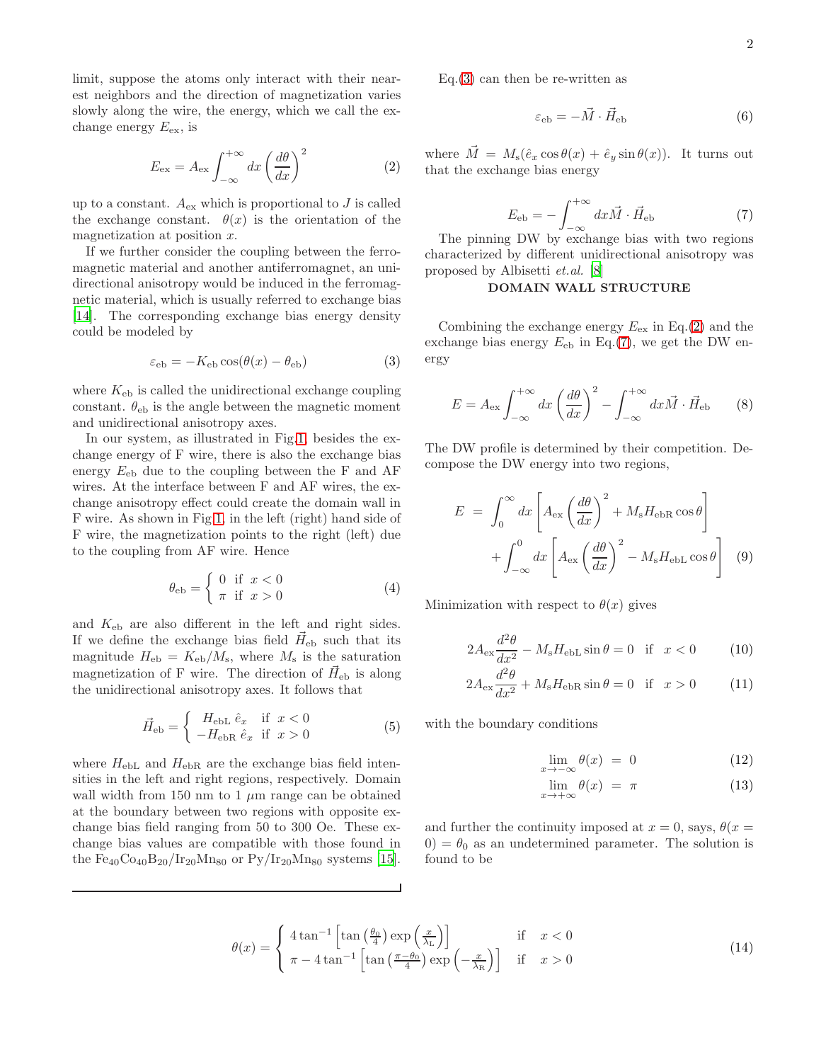limit, suppose the atoms only interact with their nearest neighbors and the direction of magnetization varies slowly along the wire, the energy, which we call the exchange energy $E_{\rm ex}$, is

$$E_{\rm ex} = A_{\rm ex} \int_{-\infty}^{+\infty} dx \left(\frac{d\theta}{dx}\right)^2 \tag{2}$$

up to a constant. $A_{\rm ex}$ which is proportional to $J$ is called the exchange constant. $\theta(x)$ is the orientation of the magnetization at position $x$.

If we further consider the coupling between the ferromagnetic material and another antiferromagnet, an unidirectional anisotropy would be induced in the ferromagnetic material, which is usually referred to exchange bias [14]. The corresponding exchange bias energy density could be modeled by

$$\varepsilon_{\rm eb} = -K_{\rm eb}\cos(\theta(x) - \theta_{\rm eb}) \tag{3}$$

where $K_{\rm eb}$ is called the unidirectional exchange coupling constant. $\theta_{\rm eb}$ is the angle between the magnetic moment and unidirectional anisotropy axes.

In our system, as illustrated in Fig.1, besides the exchange energy of F wire, there is also the exchange bias energy $E_{\rm eb}$ due to the coupling between the F and AF wires. At the interface between F and AF wires, the exchange anisotropy effect could create the domain wall in F wire. As shown in Fig.1, in the left (right) hand side of F wire, the magnetization points to the right (left) due to the coupling from AF wire. Hence

$$\theta_{\rm eb} = \begin{cases} 0 & \text{if } \ x < 0 \\ \pi & \text{if } \ x > 0 \end{cases} \tag{4}$$

and $K_{\rm eb}$ are also different in the left and right sides. If we define the exchange bias field $\vec{H}_{\rm eb}$ such that its magnitude $H_{\rm eb} = K_{\rm eb}/M_{\rm s}$, where $M_{\rm s}$ is the saturation magnetization of F wire. The direction of $\vec{H}_{\rm eb}$ is along the unidirectional anisotropy axes. It follows that

$$\vec{H}_{\rm eb} = \begin{cases} H_{\rm ebL}\,\hat{e}_x & \text{if } \ x < 0 \\ -H_{\rm ebR}\,\hat{e}_x & \text{if } \ x > 0 \end{cases} \tag{5}$$

where $H_{\rm ebL}$ and $H_{\rm ebR}$ are the exchange bias field intensities in the left and right regions, respectively. Domain wall width from 150 nm to 1 $\mu$m range can be obtained at the boundary between two regions with opposite exchange bias field ranging from 50 to 300 Oe. These exchange bias values are compatible with those found in the $\rm Fe_{40}Co_{40}B_{20}/Ir_{20}Mn_{80}$ or $\rm Py/Ir_{20}Mn_{80}$ systems [15].

Eq.(3) can then be re-written as

$$\varepsilon_{\rm eb} = -\vec{M}\cdot\vec{H}_{\rm eb} \tag{6}$$

where $\vec{M} = M_{\rm s}(\hat{e}_x\cos\theta(x) + \hat{e}_y\sin\theta(x))$. It turns out that the exchange bias energy

$$E_{\rm eb} = -\int_{-\infty}^{+\infty} dx \vec{M}\cdot\vec{H}_{\rm eb} \tag{7}$$

The pinning DW by exchange bias with two regions characterized by different unidirectional anisotropy was proposed by Albisetti *et.al.* [8]

## DOMAIN WALL STRUCTURE

Combining the exchange energy $E_{\rm ex}$ in Eq.(2) and the exchange bias energy $E_{\rm eb}$ in Eq.(7), we get the DW energy

$$E = A_{\rm ex}\int_{-\infty}^{+\infty} dx \left(\frac{d\theta}{dx}\right)^2 - \int_{-\infty}^{+\infty} dx \vec{M}\cdot\vec{H}_{\rm eb} \tag{8}$$

The DW profile is determined by their competition. Decompose the DW energy into two regions,

$$\begin{aligned} E \ = \ & \int_0^{\infty} dx \left[A_{\rm ex}\left(\frac{d\theta}{dx}\right)^2 + M_{\rm s}H_{\rm ebR}\cos\theta\right] \\ & + \int_{-\infty}^{0} dx \left[A_{\rm ex}\left(\frac{d\theta}{dx}\right)^2 - M_{\rm s}H_{\rm ebL}\cos\theta\right] \end{aligned} \tag{9}$$

Minimization with respect to $\theta(x)$ gives

$$2A_{\rm ex}\frac{d^2\theta}{dx^2} - M_{\rm s}H_{\rm ebL}\sin\theta = 0 \quad \text{if} \quad x < 0 \tag{10}$$

$$2A_{\rm ex}\frac{d^2\theta}{dx^2} + M_{\rm s}H_{\rm ebR}\sin\theta = 0 \quad \text{if} \quad x > 0 \tag{11}$$

with the boundary conditions

$$\lim_{x\to-\infty}\theta(x) \ = \ 0 \tag{12}$$

$$\lim_{x\to+\infty}\theta(x) \ = \ \pi \tag{13}$$

and further the continuity imposed at $x = 0$, says, $\theta(x = 0) = \theta_0$ as an undetermined parameter. The solution is found to be

$$\theta(x) = \begin{cases} 4\tan^{-1}\left[\tan\left(\frac{\theta_0}{4}\right)\exp\left(\frac{x}{\lambda_{\rm L}}\right)\right] & \text{if} \quad x < 0 \\ \pi - 4\tan^{-1}\left[\tan\left(\frac{\pi-\theta_0}{4}\right)\exp\left(-\frac{x}{\lambda_{\rm R}}\right)\right] & \text{if} \quad x > 0 \end{cases} \tag{14}$$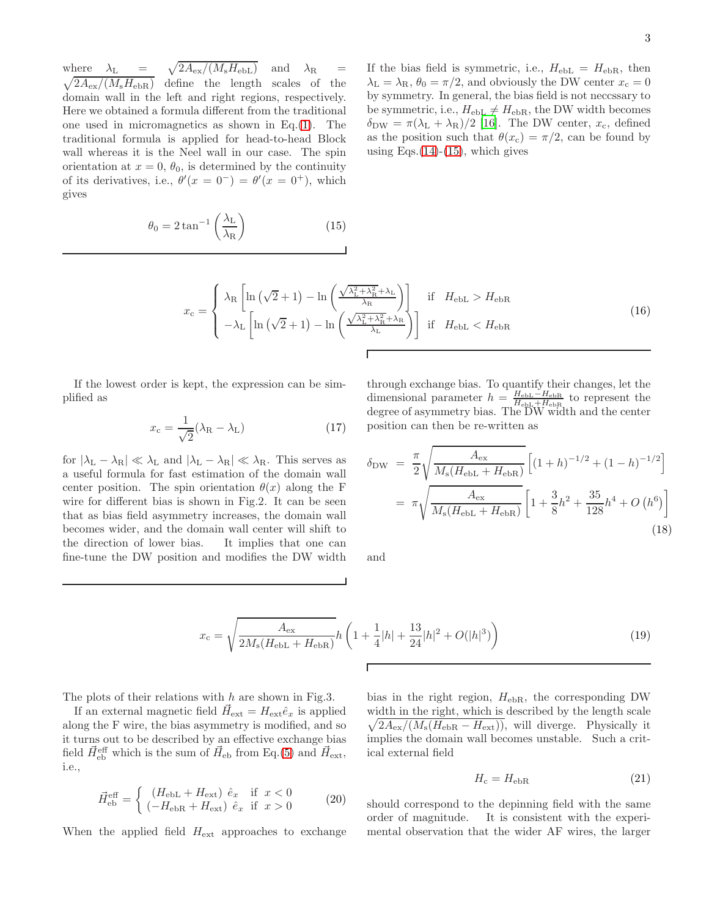where $\lambda_{\rm L} = \sqrt{2A_{\rm ex}/(M_{\rm s}H_{\rm ebL})}$ and $\lambda_{\rm R} = \sqrt{2A_{\rm ex}/(M_{\rm s}H_{\rm ebR})}$ define the length scales of the domain wall in the left and right regions, respectively. Here we obtained a formula different from the traditional one used in micromagnetics as shown in Eq.(1). The traditional formula is applied for head-to-head Block wall whereas it is the Neel wall in our case. The spin orientation at $x = 0$, $\theta_0$, is determined by the continuity of its derivatives, i.e., $\theta'(x = 0^-) = \theta'(x = 0^+)$, which gives

$$\theta_0 = 2\tan^{-1}\left(\frac{\lambda_{\rm L}}{\lambda_{\rm R}}\right) \tag{15}$$

If the bias field is symmetric, i.e., $H_{\rm ebL} = H_{\rm ebR}$, then $\lambda_{\rm L} = \lambda_{\rm R}$, $\theta_0 = \pi/2$, and obviously the DW center $x_{\rm c} = 0$ by symmetry. In general, the bias field is not neccssary to be symmetric, i.e., $H_{\rm ebL} \neq H_{\rm ebR}$, the DW width becomes $\delta_{\rm DW} = \pi(\lambda_{\rm L} + \lambda_{\rm R})/2$ [16]. The DW center, $x_{\rm c}$, defined as the position such that $\theta(x_{\rm c}) = \pi/2$, can be found by using Eqs.(14)-(15), which gives

$$x_{\rm c} = \begin{cases} \lambda_{\rm R}\left[\ln\left(\sqrt{2}+1\right) - \ln\left(\frac{\sqrt{\lambda_{\rm L}^2+\lambda_{\rm R}^2}+\lambda_{\rm L}}{\lambda_{\rm R}}\right)\right] & \text{if} \quad H_{\rm ebL} > H_{\rm ebR} \\ -\lambda_{\rm L}\left[\ln\left(\sqrt{2}+1\right) - \ln\left(\frac{\sqrt{\lambda_{\rm L}^2+\lambda_{\rm R}^2}+\lambda_{\rm R}}{\lambda_{\rm L}}\right)\right] & \text{if} \quad H_{\rm ebL} < H_{\rm ebR} \end{cases} \tag{16}$$

If the lowest order is kept, the expression can be simplified as

$$x_{\rm c} = \frac{1}{\sqrt{2}}(\lambda_{\rm R} - \lambda_{\rm L}) \tag{17}$$

for $|\lambda_{\rm L} - \lambda_{\rm R}| \ll \lambda_{\rm L}$ and $|\lambda_{\rm L} - \lambda_{\rm R}| \ll \lambda_{\rm R}$. This serves as a useful formula for fast estimation of the domain wall center position. The spin orientation $\theta(x)$ along the F wire for different bias is shown in Fig.2. It can be seen that as bias field asymmetry increases, the domain wall becomes wider, and the domain wall center will shift to the direction of lower bias. It implies that one can fine-tune the DW position and modifies the DW width through exchange bias. To quantify their changes, let the dimensional parameter $h = \frac{H_{\rm ebL} - H_{\rm ebR}}{H_{\rm ebL} + H_{\rm ebR}}$ to represent the degree of asymmetry bias. The DW width and the center position can then be re-written as

$$\begin{aligned}\delta_{\rm DW} &= \frac{\pi}{2}\sqrt{\frac{A_{\rm ex}}{M_{\rm s}(H_{\rm ebL}+H_{\rm ebR})}}\left[(1+h)^{-1/2} + (1-h)^{-1/2}\right] \\ &= \pi\sqrt{\frac{A_{\rm ex}}{M_{\rm s}(H_{\rm ebL}+H_{\rm ebR})}}\left[1 + \frac{3}{8}h^2 + \frac{35}{128}h^4 + O\left(h^6\right)\right]\end{aligned} \tag{18}$$

and

$$x_{\rm c} = \sqrt{\frac{A_{\rm ex}}{2M_{\rm s}(H_{\rm ebL}+H_{\rm ebR})}}h\left(1 + \frac{1}{4}|h| + \frac{13}{24}|h|^2 + O(|h|^3)\right) \tag{19}$$

The plots of their relations with $h$ are shown in Fig.3.

If an external magnetic field $\vec{H}_{\rm ext} = H_{\rm ext}\hat{e}_x$ is applied along the F wire, the bias asymmetry is modified, and so it turns out to be described by an effective exchange bias field $\vec{H}_{\rm eb}^{\rm eff}$ which is the sum of $\vec{H}_{\rm eb}$ from Eq.(5) and $\vec{H}_{\rm ext}$, i.e.,

$$\vec{H}_{\rm eb}^{\rm eff} = \begin{cases} (H_{\rm ebL} + H_{\rm ext})\ \hat{e}_x & \text{if} \quad x < 0 \\ (-H_{\rm ebR} + H_{\rm ext})\ \hat{e}_x & \text{if} \quad x > 0 \end{cases} \tag{20}$$

When the applied field $H_{\rm ext}$ approaches to exchange bias in the right region, $H_{\rm ebR}$, the corresponding DW width in the right, which is described by the length scale $\sqrt{2A_{\rm ex}/(M_{\rm s}(H_{\rm ebR} - H_{\rm ext}))}$, will diverge. Physically it implies the domain wall becomes unstable. Such a critical external field

$$H_{\rm c} = H_{\rm ebR} \tag{21}$$

should correspond to the depinning field with the same order of magnitude. It is consistent with the experimental observation that the wider AF wires, the larger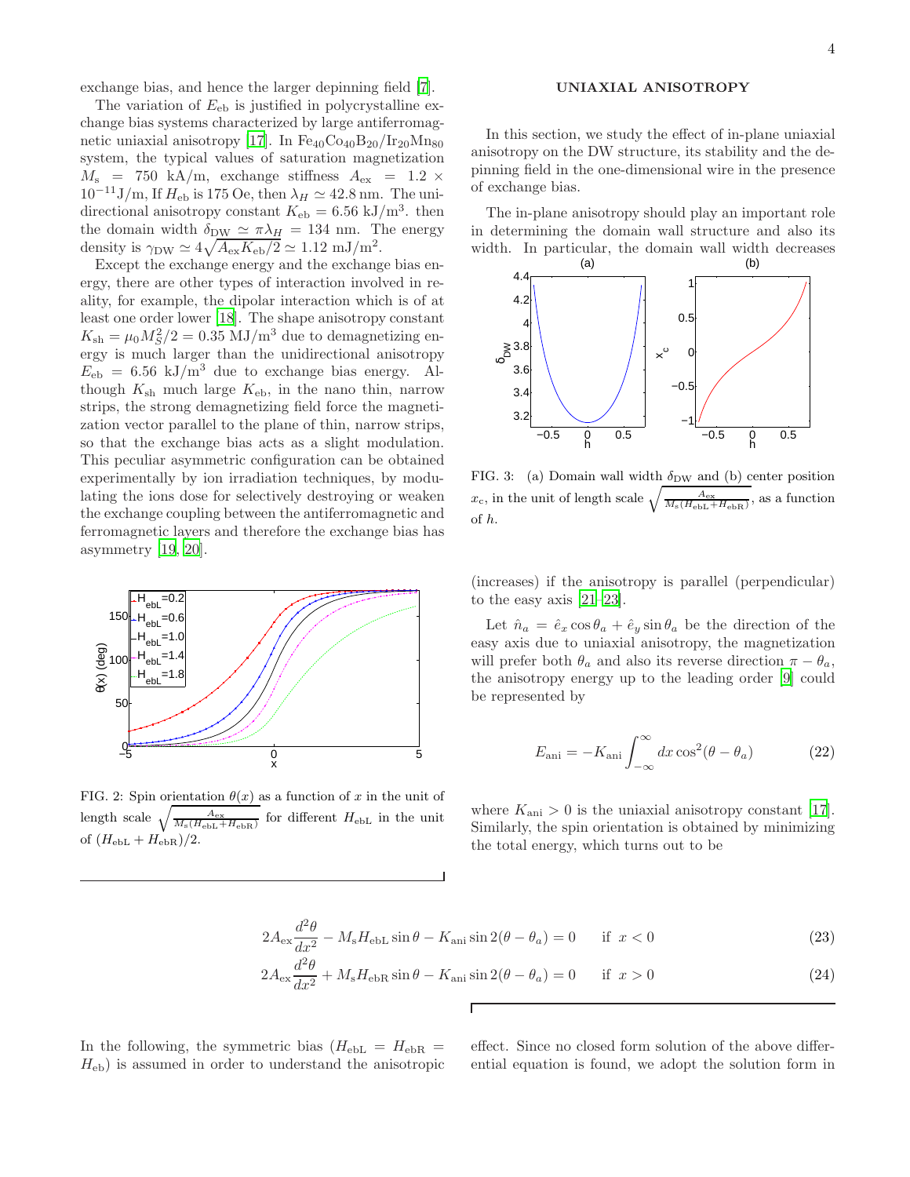exchange bias, and hence the larger depinning field [7].

The variation of $E_{\rm eb}$ is justified in polycrystalline exchange bias systems characterized by large antiferromagnetic uniaxial anisotropy [17]. In $Fe_{40}Co_{40}B_{20}/Ir_{20}Mn_{80}$ system, the typical values of saturation magnetization $M_{\rm s} = 750$ kA/m, exchange stiffness $A_{\rm ex} = 1.2 \times 10^{-11}$J/m, If $H_{\rm eb}$ is 175 Oe, then $\lambda_H \simeq 42.8$ nm. The unidirectional anisotropy constant $K_{\rm eb} = 6.56$ kJ/m$^3$. then the domain width $\delta_{\rm DW} \simeq \pi\lambda_H = 134$ nm. The energy density is $\gamma_{\rm DW} \simeq 4\sqrt{A_{\rm ex}K_{\rm eb}/2} \simeq 1.12$ mJ/m$^2$.

Except the exchange energy and the exchange bias energy, there are other types of interaction involved in reality, for example, the dipolar interaction which is of at least one order lower [18]. The shape anisotropy constant $K_{\rm sh} = \mu_0 M_S^2/2 = 0.35$ MJ/m$^3$ due to demagnetizing energy is much larger than the unidirectional anisotropy $E_{\rm eb} = 6.56$ kJ/m$^3$ due to exchange bias energy. Although $K_{\rm sh}$ much large $K_{\rm eb}$, in the nano thin, narrow strips, the strong demagnetizing field force the magnetization vector parallel to the plane of thin, narrow strips, so that the exchange bias acts as a slight modulation. This peculiar asymmetric configuration can be obtained experimentally by ion irradiation techniques, by modulating the ions dose for selectively destroying or weaken the exchange coupling between the antiferromagnetic and ferromagnetic layers and therefore the exchange bias has asymmetry [19, 20].

FIG. 2: Spin orientation $\theta(x)$ as a function of $x$ in the unit of length scale $\sqrt{\frac{A_{\rm ex}}{M_{\rm s}(H_{\rm ebL}+H_{\rm ebR})}}$ for different $H_{\rm ebL}$ in the unit of $(H_{\rm ebL}+H_{\rm ebR})/2$.

## UNIAXIAL ANISOTROPY

In this section, we study the effect of in-plane uniaxial anisotropy on the DW structure, its stability and the depinning field in the one-dimensional wire in the presence of exchange bias.

The in-plane anisotropy should play an important role in determining the domain wall structure and also its width. In particular, the domain wall width decreases (increases) if the anisotropy is parallel (perpendicular) to the easy axis [21–23].

FIG. 3: (a) Domain wall width $\delta_{\rm DW}$ and (b) center position $x_c$, in the unit of length scale $\sqrt{\frac{A_{\rm ex}}{M_{\rm s}(H_{\rm ebL}+H_{\rm ebR})}}$, as a function of $h$.

Let $\hat{n}_a = \hat{e}_x \cos\theta_a + \hat{e}_y \sin\theta_a$ be the direction of the easy axis due to uniaxial anisotropy, the magnetization will prefer both $\theta_a$ and also its reverse direction $\pi - \theta_a$, the anisotropy energy up to the leading order [9] could be represented by

$$E_{\rm ani} = -K_{\rm ani}\int_{-\infty}^{\infty} dx \cos^2(\theta - \theta_a) \tag{22}$$

where $K_{\rm ani} > 0$ is the uniaxial anisotropy constant [17]. Similarly, the spin orientation is obtained by minimizing the total energy, which turns out to be

$$2A_{\rm ex}\frac{d^2\theta}{dx^2} - M_{\rm s}H_{\rm ebL}\sin\theta - K_{\rm ani}\sin 2(\theta - \theta_a) = 0 \qquad \text{if } x < 0 \tag{23}$$

$$2A_{\rm ex}\frac{d^2\theta}{dx^2} + M_{\rm s}H_{\rm ebR}\sin\theta - K_{\rm ani}\sin 2(\theta - \theta_a) = 0 \qquad \text{if } x > 0 \tag{24}$$

In the following, the symmetric bias ($H_{\rm ebL} = H_{\rm ebR} = H_{\rm eb}$) is assumed in order to understand the anisotropic effect. Since no closed form solution of the above differential equation is found, we adopt the solution form in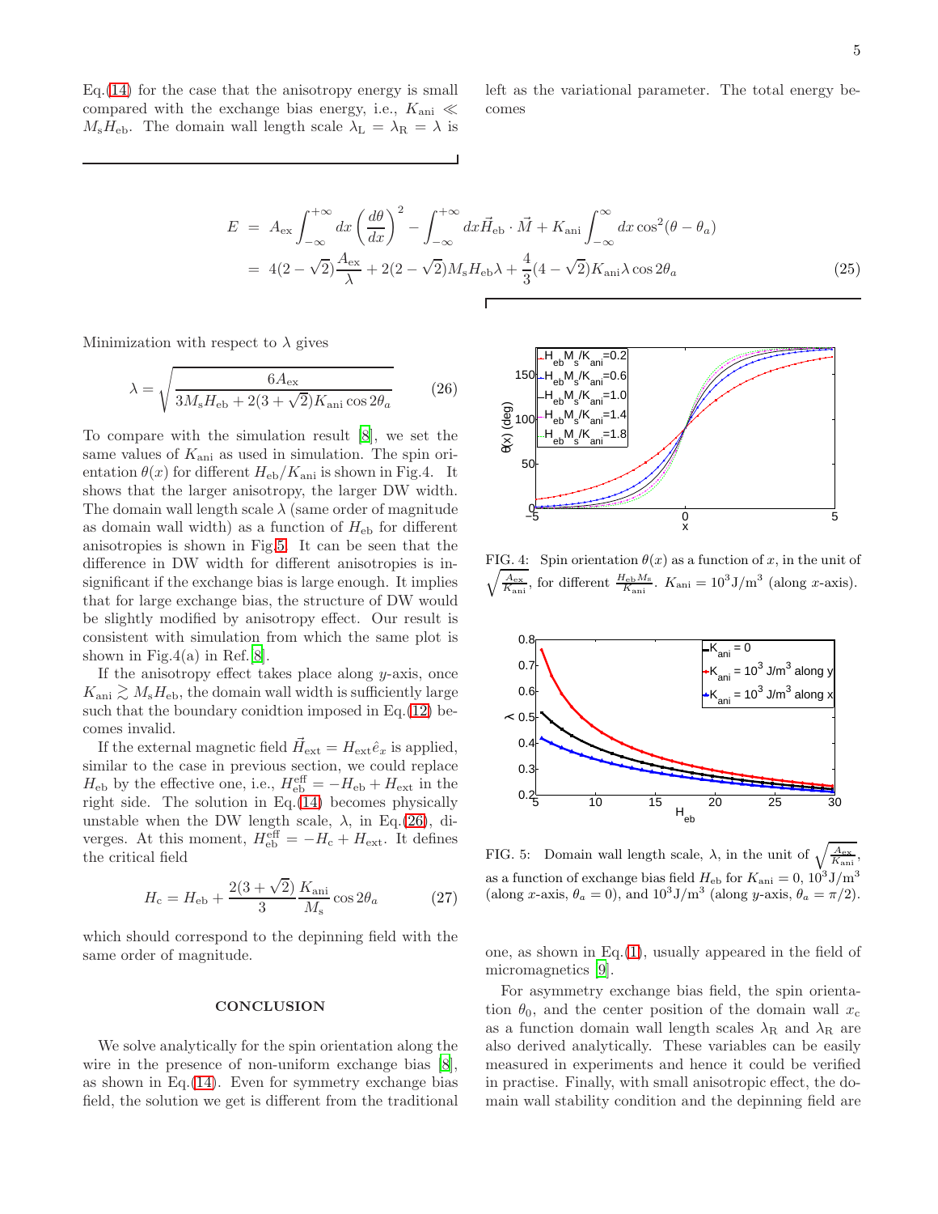Eq.(14) for the case that the anisotropy energy is small compared with the exchange bias energy, i.e., $K_{\rm ani} \ll M_{\rm s} H_{\rm eb}$. The domain wall length scale $\lambda_{\rm L} = \lambda_{\rm R} = \lambda$ is left as the variational parameter. The total energy becomes

$$
\begin{aligned}
E &= A_{\rm ex} \int_{-\infty}^{+\infty} dx \left(\frac{d\theta}{dx}\right)^2 - \int_{-\infty}^{+\infty} dx \vec{H}_{\rm eb} \cdot \vec{M} + K_{\rm ani} \int_{-\infty}^{\infty} dx \cos^2(\theta - \theta_a) \\
&= 4(2-\sqrt{2}) \frac{A_{\rm ex}}{\lambda} + 2(2-\sqrt{2}) M_{\rm s} H_{\rm eb} \lambda + \frac{4}{3}(4-\sqrt{2}) K_{\rm ani} \lambda \cos 2\theta_a
\end{aligned} \tag{25}
$$

Minimization with respect to $\lambda$ gives

$$
\lambda = \sqrt{\frac{6 A_{\rm ex}}{3 M_{\rm s} H_{\rm eb} + 2(3+\sqrt{2}) K_{\rm ani} \cos 2\theta_a}} \tag{26}
$$

To compare with the simulation result [8], we set the same values of $K_{\rm ani}$ as used in simulation. The spin orientation $\theta(x)$ for different $H_{\rm eb}/K_{\rm ani}$ is shown in Fig.4. It shows that the larger anisotropy, the larger DW width. The domain wall length scale $\lambda$ (same order of magnitude as domain wall width) as a function of $H_{\rm eb}$ for different anisotropies is shown in Fig.5. It can be seen that the difference in DW width for different anisotropies is insignificant if the exchange bias is large enough. It implies that for large exchange bias, the structure of DW would be slightly modified by anisotropy effect. Our result is consistent with simulation from which the same plot is shown in Fig.4(a) in Ref.[8].

If the anisotropy effect takes place along $y$-axis, once $K_{\rm ani} \gtrsim M_{\rm s} H_{\rm eb}$, the domain wall width is sufficiently large such that the boundary conidtion imposed in Eq.(12) becomes invalid.

If the external magnetic field $\vec{H}_{\rm ext} = H_{\rm ext} \hat{e}_x$ is applied, similar to the case in previous section, we could replace $H_{\rm eb}$ by the effective one, i.e., $H_{\rm eb}^{\rm eff} = -H_{\rm eb} + H_{\rm ext}$ in the right side. The solution in Eq.(14) becomes physically unstable when the DW length scale, $\lambda$, in Eq.(26), diverges. At this moment, $H_{\rm eb}^{\rm eff} = -H_{\rm c} + H_{\rm ext}$. It defines the critical field

$$
H_{\rm c} = H_{\rm eb} + \frac{2(3+\sqrt{2})}{3} \frac{K_{\rm ani}}{M_{\rm s}} \cos 2\theta_a \tag{27}
$$

which should correspond to the depinning field with the same order of magnitude.

FIG. 4: Spin orientation $\theta(x)$ as a function of $x$, in the unit of $\sqrt{\frac{A_{\rm ex}}{K_{\rm ani}}}$, for different $\frac{H_{\rm eb} M_{\rm s}}{K_{\rm ani}}$. $K_{\rm ani} = 10^3 {\rm J/m^3}$ (along $x$-axis).

FIG. 5: Domain wall length scale, $\lambda$, in the unit of $\sqrt{\frac{A_{\rm ex}}{K_{\rm ani}}}$, as a function of exchange bias field $H_{\rm eb}$ for $K_{\rm ani} = 0$, $10^3 {\rm J/m^3}$ (along $x$-axis, $\theta_a = 0$), and $10^3 {\rm J/m^3}$ (along $y$-axis, $\theta_a = \pi/2$).

## CONCLUSION

We solve analytically for the spin orientation along the wire in the presence of non-uniform exchange bias [8], as shown in Eq.(14). Even for symmetry exchange bias field, the solution we get is different from the traditional one, as shown in Eq.(1), usually appeared in the field of micromagnetics [9].

For asymmetry exchange bias field, the spin orientation $\theta_0$, and the center position of the domain wall $x_c$ as a function domain wall length scales $\lambda_{\rm R}$ and $\lambda_{\rm R}$ are also derived analytically. These variables can be easily measured in experiments and hence it could be verified in practise. Finally, with small anisotropic effect, the domain wall stability condition and the depinning field are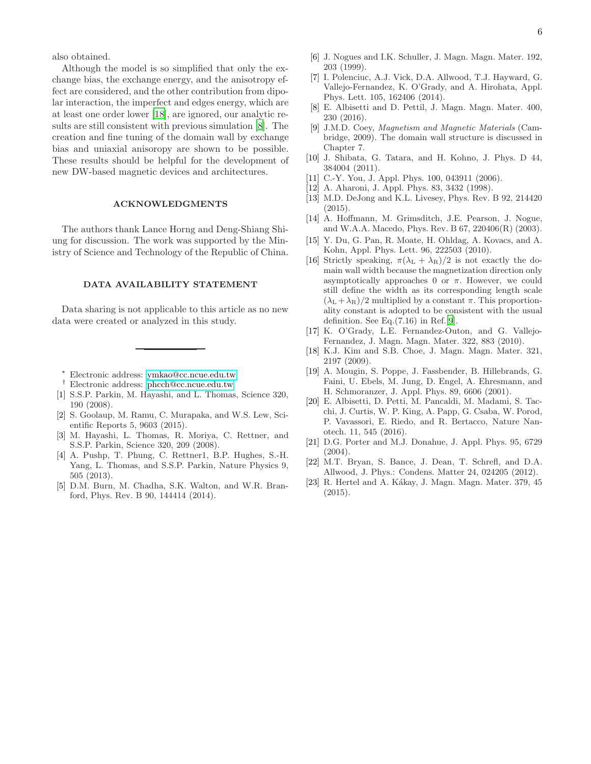also obtained.

Although the model is so simplified that only the exchange bias, the exchange energy, and the anisotropy effect are considered, and the other contribution from dipolar interaction, the imperfect and edges energy, which are at least one order lower [18], are ignored, our analytic results are still consistent with previous simulation [8]. The creation and fine tuning of the domain wall by exchange bias and uniaxial anisoropy are shown to be possible. These results should be helpful for the development of new DW-based magnetic devices and architectures.

## ACKNOWLEDGMENTS

The authors thank Lance Horng and Deng-Shiang Shiung for discussion. The work was supported by the Ministry of Science and Technology of the Republic of China.

## DATA AVAILABILITY STATEMENT

Data sharing is not applicable to this article as no new data were created or analyzed in this study.

---

* Electronic address: ymkao@cc.ncue.edu.tw
† Electronic address: phcch@cc.ncue.edu.tw

[1] S.S.P. Parkin, M. Hayashi, and L. Thomas, Science 320, 190 (2008).

[2] S. Goolaup, M. Ramu, C. Murapaka, and W.S. Lew, Scientific Reports 5, 9603 (2015).

[3] M. Hayashi, L. Thomas, R. Moriya, C. Rettner, and S.S.P. Parkin, Science 320, 209 (2008).

[4] A. Pushp, T. Phung, C. Rettner1, B.P. Hughes, S.-H. Yang, L. Thomas, and S.S.P. Parkin, Nature Physics 9, 505 (2013).

[5] D.M. Burn, M. Chadha, S.K. Walton, and W.R. Branford, Phys. Rev. B 90, 144414 (2014).

[6] J. Nogues and I.K. Schuller, J. Magn. Magn. Mater. 192, 203 (1999).

[7] I. Polenciuc, A.J. Vick, D.A. Allwood, T.J. Hayward, G. Vallejo-Fernandez, K. O'Grady, and A. Hirohata, Appl. Phys. Lett. 105, 162406 (2014).

[8] E. Albisetti and D. Pettil, J. Magn. Magn. Mater. 400, 230 (2016).

[9] J.M.D. Coey, *Magnetism and Magnetic Materials* (Cambridge, 2009). The domain wall structure is discussed in Chapter 7.

[10] J. Shibata, G. Tatara, and H. Kohno, J. Phys. D 44, 384004 (2011).

[11] C.-Y. You, J. Appl. Phys. 100, 043911 (2006).

[12] A. Aharoni, J. Appl. Phys. 83, 3432 (1998).

[13] M.D. DeJong and K.L. Livesey, Phys. Rev. B 92, 214420 (2015).

[14] A. Hoffmann, M. Grimsditch, J.E. Pearson, J. Nogue, and W.A.A. Macedo, Phys. Rev. B 67, 220406(R) (2003).

[15] Y. Du, G. Pan, R. Moate, H. Ohldag, A. Kovacs, and A. Kohn, Appl. Phys. Lett. 96, 222503 (2010).

[16] Strictly speaking, $\pi(\lambda_\mathrm{L} + \lambda_\mathrm{R})/2$ is not exactly the domain wall width because the magnetization direction only asymptotically approaches 0 or $\pi$. However, we could still define the width as its corresponding length scale $(\lambda_\mathrm{L} + \lambda_\mathrm{R})/2$ multiplied by a constant $\pi$. This proportionality constant is adopted to be consistent with the usual definition. See Eq.(7.16) in Ref.[9].

[17] K. O'Grady, L.E. Fernandez-Outon, and G. Vallejo-Fernandez, J. Magn. Magn. Mater. 322, 883 (2010).

[18] K.J. Kim and S.B. Choe, J. Magn. Magn. Mater. 321, 2197 (2009).

[19] A. Mougin, S. Poppe, J. Fassbender, B. Hillebrands, G. Faini, U. Ebels, M. Jung, D. Engel, A. Ehresmann, and H. Schmoranzer, J. Appl. Phys. 89, 6606 (2001).

[20] E. Albisetti, D. Petti, M. Pancaldi, M. Madami, S. Tacchi, J. Curtis, W. P. King, A. Papp, G. Csaba, W. Porod, P. Vavassori, E. Riedo, and R. Bertacco, Nature Nanotech. 11, 545 (2016).

[21] D.G. Porter and M.J. Donahue, J. Appl. Phys. 95, 6729 (2004).

[22] M.T. Bryan, S. Bance, J. Dean, T. Schrefl, and D.A. Allwood, J. Phys.: Condens. Matter 24, 024205 (2012).

[23] R. Hertel and A. Kákay, J. Magn. Magn. Mater. 379, 45 (2015).